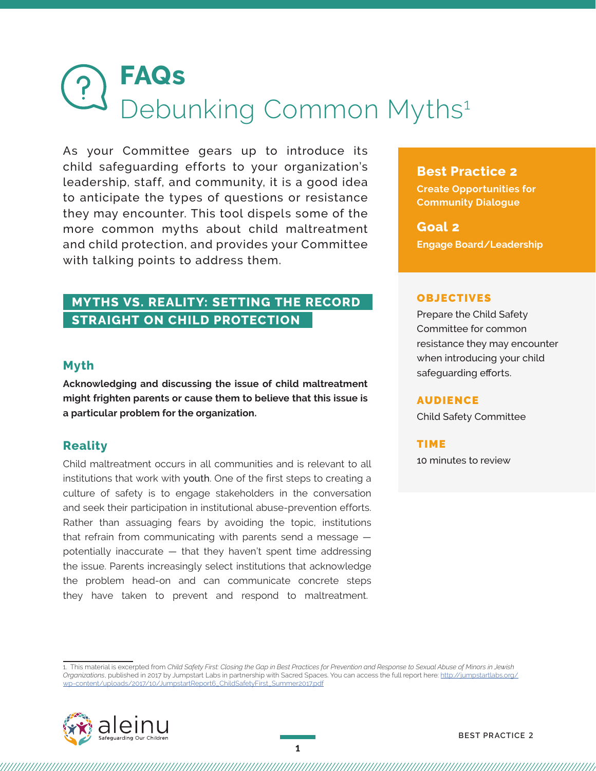# FAQs
## Debunking Common Myths[1]

As your Committee gears up to introduce its child safeguarding efforts to your organization's leadership, staff, and community, it is a good idea to anticipate the types of questions or resistance they may encounter. This tool dispels some of the more common myths about child maltreatment and child protection, and provides your Committee with talking points to address them.

**Best Practice 2**
**Create Opportunities for Community Dialogue**

**Goal 2**
**Engage Board/Leadership**

**OBJECTIVES**
Prepare the Child Safety Committee for common resistance they may encounter when introducing your child safeguarding efforts.

**AUDIENCE**
Child Safety Committee

**TIME**
10 minutes to review

## MYTHS VS. REALITY: SETTING THE RECORD STRAIGHT ON CHILD PROTECTION

### Myth

**Acknowledging and discussing the issue of child maltreatment might frighten parents or cause them to believe that this issue is a particular problem for the organization.**

### Reality

Child maltreatment occurs in all communities and is relevant to all institutions that work with youth. One of the first steps to creating a culture of safety is to engage stakeholders in the conversation and seek their participation in institutional abuse-prevention efforts. Rather than assuaging fears by avoiding the topic, institutions that refrain from communicating with parents send a message — potentially inaccurate — that they haven't spent time addressing the issue. Parents increasingly select institutions that acknowledge the problem head-on and can communicate concrete steps they have taken to prevent and respond to maltreatment.

---

1. This material is excerpted from *Child Safety First: Closing the Gap in Best Practices for Prevention and Response to Sexual Abuse of Minors in Jewish Organizations*, published in 2017 by Jumpstart Labs in partnership with Sacred Spaces. You can access the full report here: http://jumpstartlabs.org/wp-content/uploads/2017/10/JumpstartReport6_ChildSafetyFirst_Summer2017.pdf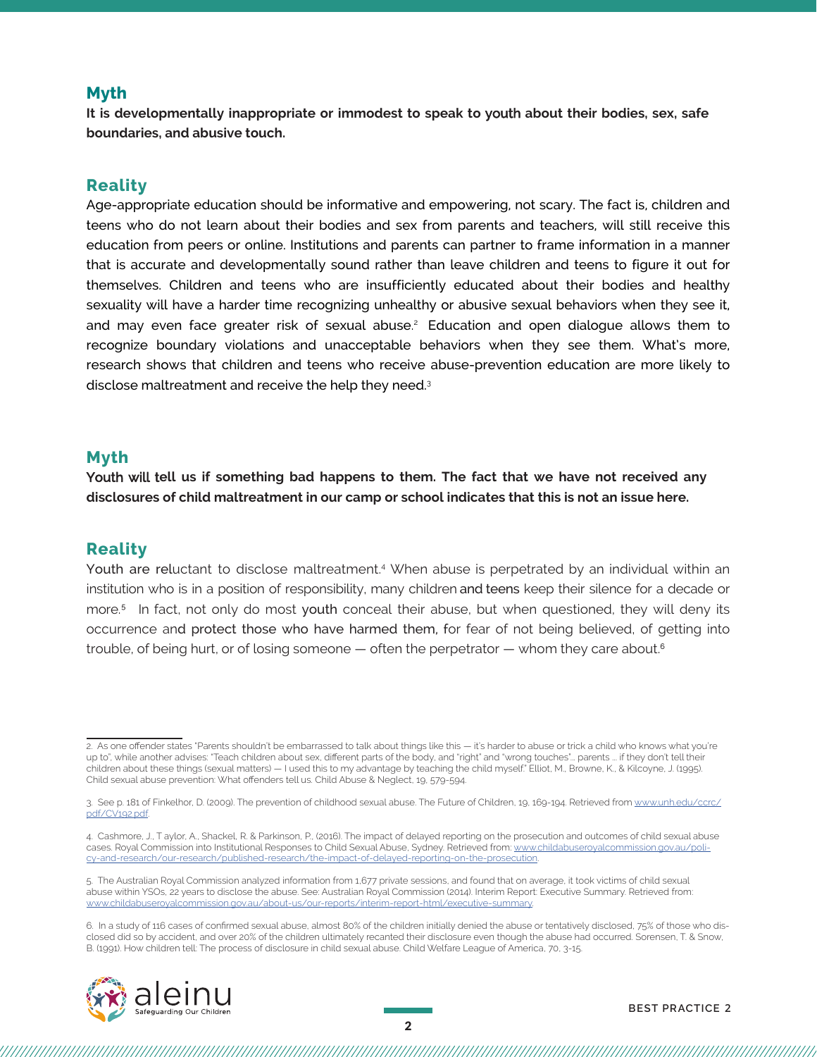## Myth

**It is developmentally inappropriate or immodest to speak to youth about their bodies, sex, safe boundaries, and abusive touch.**

## Reality

Age-appropriate education should be informative and empowering, not scary. The fact is, children and teens who do not learn about their bodies and sex from parents and teachers, will still receive this education from peers or online. Institutions and parents can partner to frame information in a manner that is accurate and developmentally sound rather than leave children and teens to figure it out for themselves. Children and teens who are insufficiently educated about their bodies and healthy sexuality will have a harder time recognizing unhealthy or abusive sexual behaviors when they see it, and may even face greater risk of sexual abuse.[2] Education and open dialogue allows them to recognize boundary violations and unacceptable behaviors when they see them. What's more, research shows that children and teens who receive abuse-prevention education are more likely to disclose maltreatment and receive the help they need.[3]

## Myth

**Youth will tell us if something bad happens to them. The fact that we have not received any disclosures of child maltreatment in our camp or school indicates that this is not an issue here.**

## Reality

Youth are reluctant to disclose maltreatment.[4] When abuse is perpetrated by an individual within an institution who is in a position of responsibility, many children and teens keep their silence for a decade or more.[5] In fact, not only do most youth conceal their abuse, but when questioned, they will deny its occurrence and protect those who have harmed them, for fear of not being believed, of getting into trouble, of being hurt, or of losing someone — often the perpetrator — whom they care about.[6]

---

2. As one offender states "Parents shouldn't be embarrassed to talk about things like this — it's harder to abuse or trick a child who knows what you're up to", while another advises: "Teach children about sex, different parts of the body, and "right" and "wrong touches"... parents ... if they don't tell their children about these things (sexual matters) — I used this to my advantage by teaching the child myself." Elliot, M., Browne, K., & Kilcoyne, J. (1995). Child sexual abuse prevention: What offenders tell us. Child Abuse & Neglect, 19, 579-594.

3. See p. 181 of Finkelhor, D. (2009). The prevention of childhood sexual abuse. The Future of Children, 19, 169-194. Retrieved from www.unh.edu/ccrc/pdf/CV192.pdf.

4. Cashmore, J., Taylor, A., Shackel, R. & Parkinson, P., (2016). The impact of delayed reporting on the prosecution and outcomes of child sexual abuse cases. Royal Commission into Institutional Responses to Child Sexual Abuse, Sydney. Retrieved from: www.childabuseroyalcommission.gov.au/policy-and-research/our-research/published-research/the-impact-of-delayed-reporting-on-the-prosecution.

5. The Australian Royal Commission analyzed information from 1,677 private sessions, and found that on average, it took victims of child sexual abuse within YSOs, 22 years to disclose the abuse. See: Australian Royal Commission (2014). Interim Report: Executive Summary. Retrieved from: www.childabuseroyalcommission.gov.au/about-us/our-reports/interim-report-html/executive-summary.

6. In a study of 116 cases of confirmed sexual abuse, almost 80% of the children initially denied the abuse or tentatively disclosed, 75% of those who disclosed did so by accident, and over 20% of the children ultimately recanted their disclosure even though the abuse had occurred. Sorensen, T. & Snow, B. (1991). How children tell: The process of disclosure in child sexual abuse. Child Welfare League of America, 70, 3-15.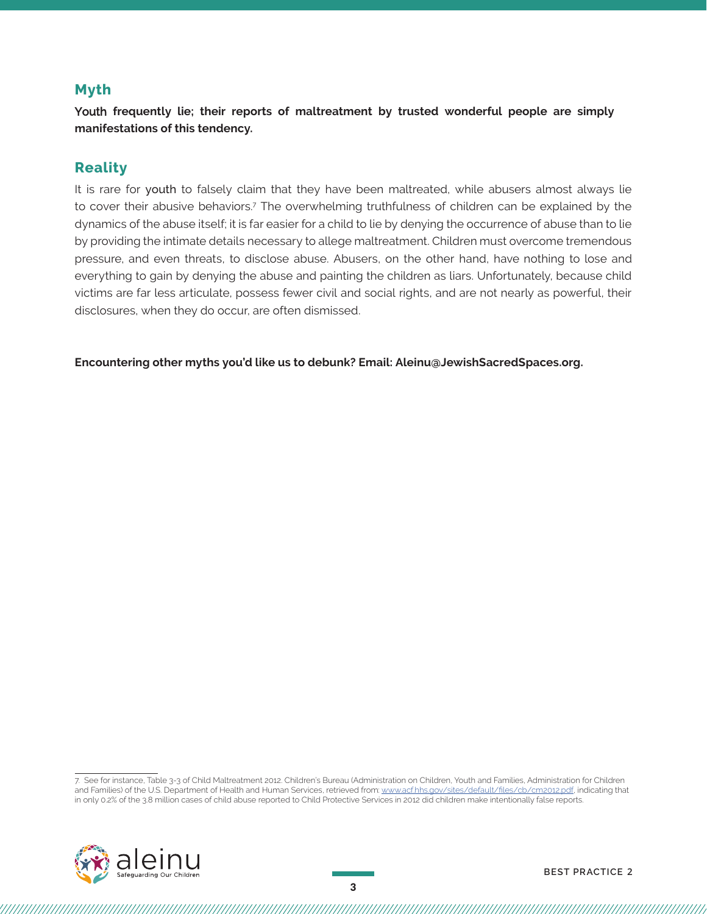## Myth

**Youth frequently lie; their reports of maltreatment by trusted wonderful people are simply manifestations of this tendency.**

## Reality

It is rare for youth to falsely claim that they have been maltreated, while abusers almost always lie to cover their abusive behaviors.[7] The overwhelming truthfulness of children can be explained by the dynamics of the abuse itself; it is far easier for a child to lie by denying the occurrence of abuse than to lie by providing the intimate details necessary to allege maltreatment. Children must overcome tremendous pressure, and even threats, to disclose abuse. Abusers, on the other hand, have nothing to lose and everything to gain by denying the abuse and painting the children as liars. Unfortunately, because child victims are far less articulate, possess fewer civil and social rights, and are not nearly as powerful, their disclosures, when they do occur, are often dismissed.

**Encountering other myths you'd like us to debunk? Email: Aleinu@JewishSacredSpaces.org.**

---

7. See for instance, Table 3-3 of Child Maltreatment 2012. Children's Bureau (Administration on Children, Youth and Families, Administration for Children and Families) of the U.S. Department of Health and Human Services, retrieved from: www.acf.hhs.gov/sites/default/files/cb/cm2012.pdf, indicating that in only 0.2% of the 3.8 million cases of child abuse reported to Child Protective Services in 2012 did children make intentionally false reports.